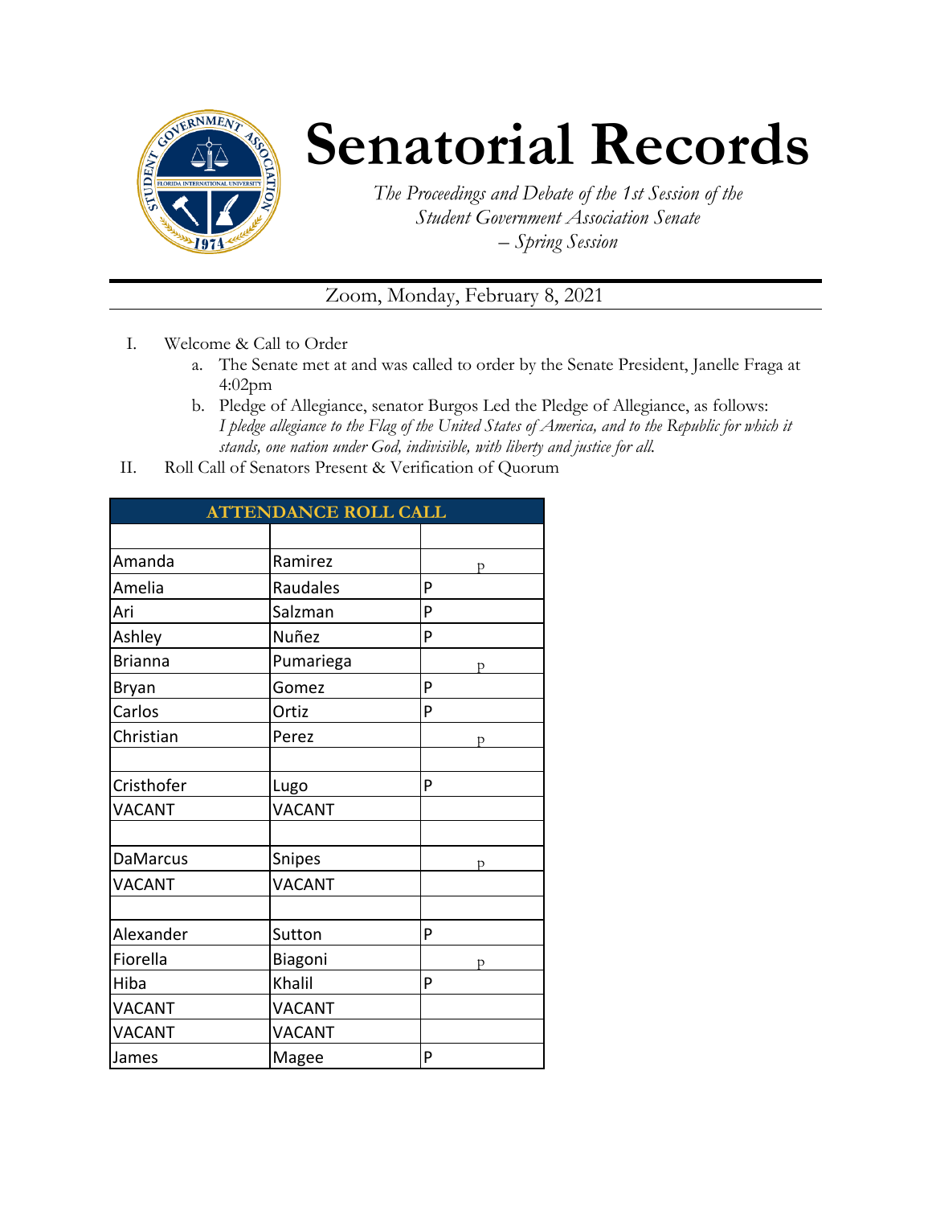# Senatorial Records

*The Proceedings and Debate of the 1st Session of the Student Government Association Senate – Spring Session*

Zoom, Monday, February 8, 2021

I. Welcome & Call to Order
   a. The Senate met at and was called to order by the Senate President, Janelle Fraga at 4:02pm
   b. Pledge of Allegiance, senator Burgos Led the Pledge of Allegiance, as follows: *I pledge allegiance to the Flag of the United States of America, and to the Republic for which it stands, one nation under God, indivisible, with liberty and justice for all.*

II. Roll Call of Senators Present & Verification of Quorum

| ATTENDANCE ROLL CALL | | |
|---|---|---|
| | | |
| Amanda | Ramirez | P |
| Amelia | Raudales | P |
| Ari | Salzman | P |
| Ashley | Nuñez | P |
| Brianna | Pumariega | P |
| Bryan | Gomez | P |
| Carlos | Ortiz | P |
| Christian | Perez | P |
| | | |
| Cristhofer | Lugo | P |
| VACANT | VACANT | |
| | | |
| DaMarcus | Snipes | P |
| VACANT | VACANT | |
| | | |
| Alexander | Sutton | P |
| Fiorella | Biagoni | P |
| Hiba | Khalil | P |
| VACANT | VACANT | |
| VACANT | VACANT | |
| James | Magee | P |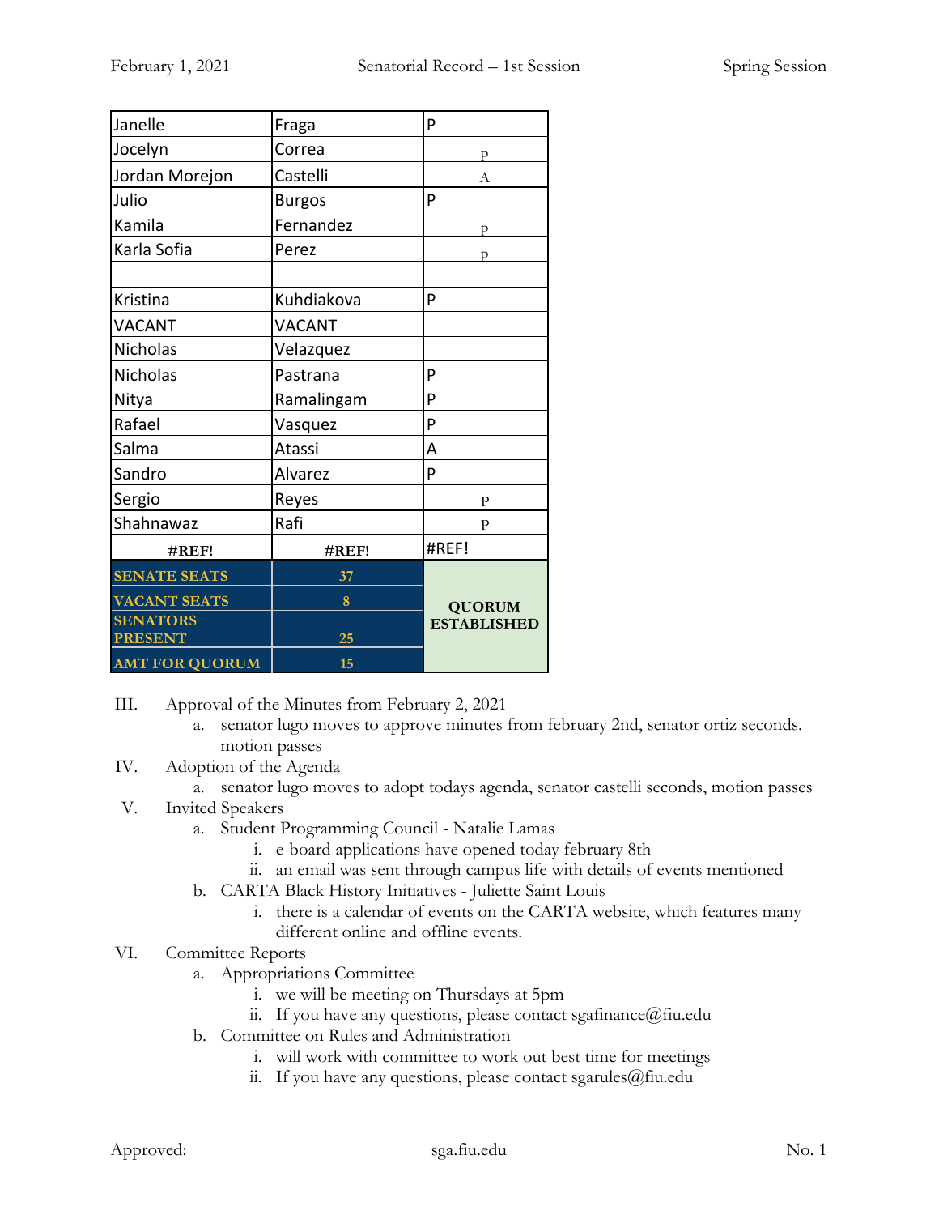| Janelle | Fraga | P |
|---|---|---|
| Jocelyn | Correa | P |
| Jordan Morejon | Castelli | A |
| Julio | Burgos | P |
| Kamila | Fernandez | P |
| Karla Sofia | Perez | P |
| | | |
| Kristina | Kuhdiakova | P |
| VACANT | VACANT | |
| Nicholas | Velazquez | |
| Nicholas | Pastrana | P |
| Nitya | Ramalingam | P |
| Rafael | Vasquez | P |
| Salma | Atassi | A |
| Sandro | Alvarez | P |
| Sergio | Reyes | P |
| Shahnawaz | Rafi | P |
| **#REF!** | **#REF!** | #REF! |
| **SENATE SEATS** | **37** | **QUORUM ESTABLISHED** |
| **VACANT SEATS** | **8** | |
| **SENATORS PRESENT** | **25** | |
| **AMT FOR QUORUM** | **15** | |

III. Approval of the Minutes from February 2, 2021
   a. senator lugo moves to approve minutes from february 2nd, senator ortiz seconds. motion passes

IV. Adoption of the Agenda
   a. senator lugo moves to adopt todays agenda, senator castelli seconds, motion passes

V. Invited Speakers
   a. Student Programming Council - Natalie Lamas
      i. e-board applications have opened today february 8th
      ii. an email was sent through campus life with details of events mentioned
   b. CARTA Black History Initiatives - Juliette Saint Louis
      i. there is a calendar of events on the CARTA website, which features many different online and offline events.

VI. Committee Reports
   a. Appropriations Committee
      i. we will be meeting on Thursdays at 5pm
      ii. If you have any questions, please contact sgafinance@fiu.edu
   b. Committee on Rules and Administration
      i. will work with committee to work out best time for meetings
      ii. If you have any questions, please contact sgarules@fiu.edu

Approved: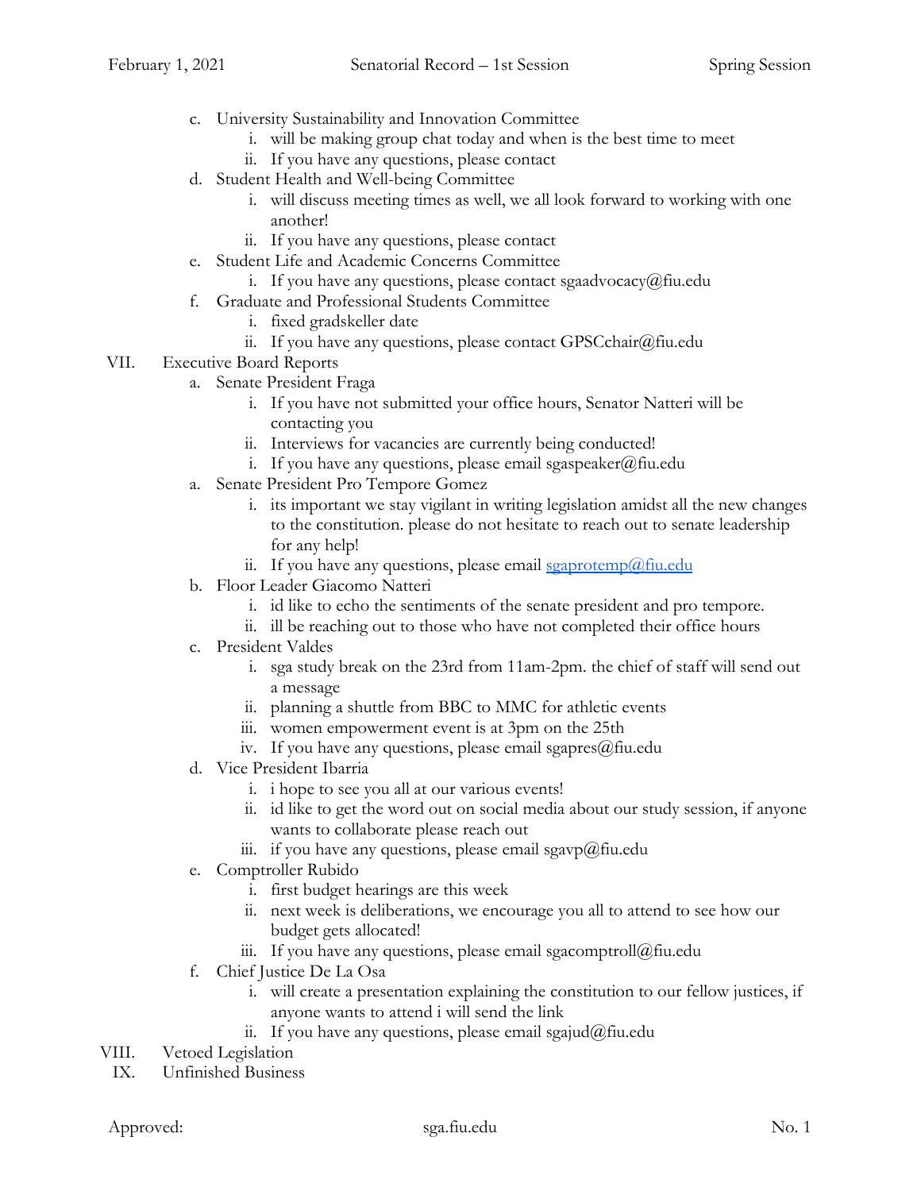c. University Sustainability and Innovation Committee
    i. will be making group chat today and when is the best time to meet
    ii. If you have any questions, please contact
d. Student Health and Well-being Committee
    i. will discuss meeting times as well, we all look forward to working with one another!
    ii. If you have any questions, please contact
e. Student Life and Academic Concerns Committee
    i. If you have any questions, please contact sgaadvocacy@fiu.edu
f. Graduate and Professional Students Committee
    i. fixed gradskeller date
    ii. If you have any questions, please contact GPSCchair@fiu.edu

VII. Executive Board Reports
a. Senate President Fraga
    i. If you have not submitted your office hours, Senator Natteri will be contacting you
    ii. Interviews for vacancies are currently being conducted!
    i. If you have any questions, please email sgaspeaker@fiu.edu
a. Senate President Pro Tempore Gomez
    i. its important we stay vigilant in writing legislation amidst all the new changes to the constitution. please do not hesitate to reach out to senate leadership for any help!
    ii. If you have any questions, please email sgaprotemp@fiu.edu
b. Floor Leader Giacomo Natteri
    i. id like to echo the sentiments of the senate president and pro tempore.
    ii. ill be reaching out to those who have not completed their office hours
c. President Valdes
    i. sga study break on the 23rd from 11am-2pm. the chief of staff will send out a message
    ii. planning a shuttle from BBC to MMC for athletic events
    iii. women empowerment event is at 3pm on the 25th
    iv. If you have any questions, please email sgapres@fiu.edu
d. Vice President Ibarria
    i. i hope to see you all at our various events!
    ii. id like to get the word out on social media about our study session, if anyone wants to collaborate please reach out
    iii. if you have any questions, please email sgavp@fiu.edu
e. Comptroller Rubido
    i. first budget hearings are this week
    ii. next week is deliberations, we encourage you all to attend to see how our budget gets allocated!
    iii. If you have any questions, please email sgacomptroll@fiu.edu
f. Chief Justice De La Osa
    i. will create a presentation explaining the constitution to our fellow justices, if anyone wants to attend i will send the link
    ii. If you have any questions, please email sgajud@fiu.edu

VIII. Vetoed Legislation

IX. Unfinished Business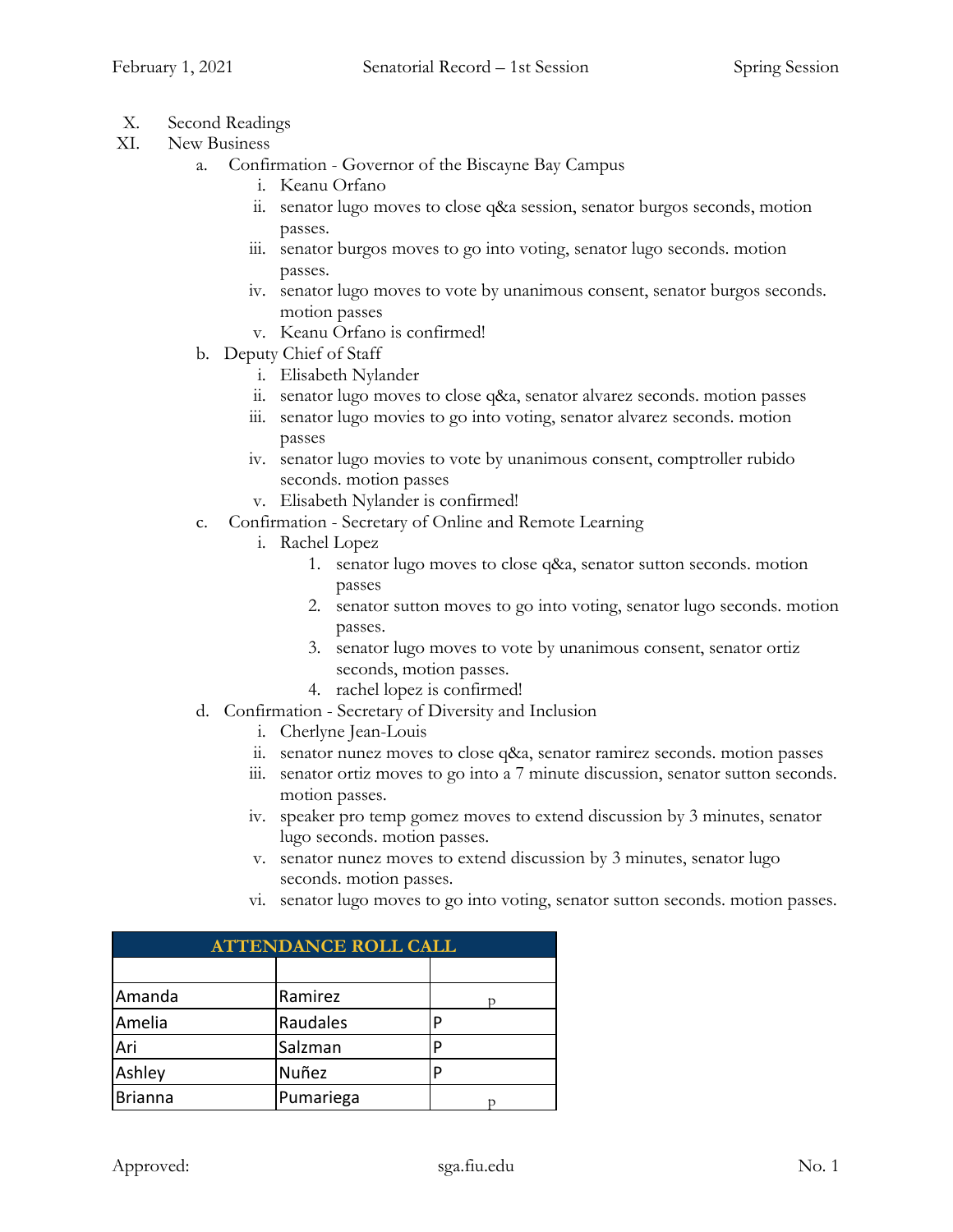X. Second Readings

XI. New Business

a. Confirmation - Governor of the Biscayne Bay Campus
   i. Keanu Orfano
   ii. senator lugo moves to close q&a session, senator burgos seconds, motion passes.
   iii. senator burgos moves to go into voting, senator lugo seconds. motion passes.
   iv. senator lugo moves to vote by unanimous consent, senator burgos seconds. motion passes
   v. Keanu Orfano is confirmed!

b. Deputy Chief of Staff
   i. Elisabeth Nylander
   ii. senator lugo moves to close q&a, senator alvarez seconds. motion passes
   iii. senator lugo movies to go into voting, senator alvarez seconds. motion passes
   iv. senator lugo movies to vote by unanimous consent, comptroller rubido seconds. motion passes
   v. Elisabeth Nylander is confirmed!

c. Confirmation - Secretary of Online and Remote Learning
   i. Rachel Lopez
      1. senator lugo moves to close q&a, senator sutton seconds. motion passes
      2. senator sutton moves to go into voting, senator lugo seconds. motion passes.
      3. senator lugo moves to vote by unanimous consent, senator ortiz seconds, motion passes.
      4. rachel lopez is confirmed!

d. Confirmation - Secretary of Diversity and Inclusion
   i. Cherlyne Jean-Louis
   ii. senator nunez moves to close q&a, senator ramirez seconds. motion passes
   iii. senator ortiz moves to go into a 7 minute discussion, senator sutton seconds. motion passes.
   iv. speaker pro temp gomez moves to extend discussion by 3 minutes, senator lugo seconds. motion passes.
   v. senator nunez moves to extend discussion by 3 minutes, senator lugo seconds. motion passes.
   vi. senator lugo moves to go into voting, senator sutton seconds. motion passes.

| ATTENDANCE ROLL CALL | | |
|---|---|---|
| | | |
| Amanda | Ramirez | p |
| Amelia | Raudales | P |
| Ari | Salzman | P |
| Ashley | Nuñez | P |
| Brianna | Pumariega | p |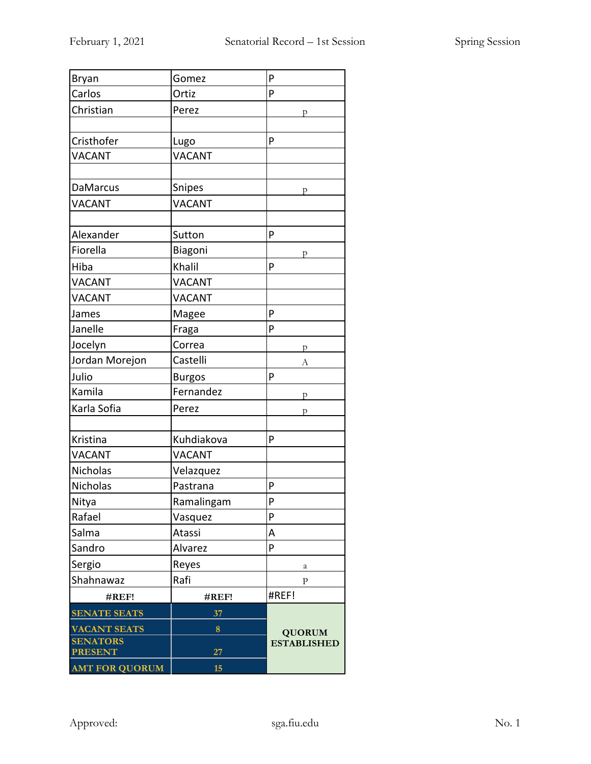| | | |
|---|---|---|
| Bryan | Gomez | P |
| Carlos | Ortiz | P |
| Christian | Perez | p |
| | | |
| Cristhofer | Lugo | P |
| VACANT | VACANT | |
| | | |
| DaMarcus | Snipes | p |
| VACANT | VACANT | |
| | | |
| Alexander | Sutton | P |
| Fiorella | Biagoni | p |
| Hiba | Khalil | P |
| VACANT | VACANT | |
| VACANT | VACANT | |
| James | Magee | P |
| Janelle | Fraga | P |
| Jocelyn | Correa | p |
| Jordan Morejon | Castelli | A |
| Julio | Burgos | P |
| Kamila | Fernandez | p |
| Karla Sofia | Perez | p |
| | | |
| Kristina | Kuhdiakova | P |
| VACANT | VACANT | |
| Nicholas | Velazquez | |
| Nicholas | Pastrana | P |
| Nitya | Ramalingam | P |
| Rafael | Vasquez | P |
| Salma | Atassi | A |
| Sandro | Alvarez | P |
| Sergio | Reyes | a |
| Shahnawaz | Rafi | p |
| #REF! | #REF! | #REF! |

| | | |
|---|---|---|
| SENATE SEATS | 37 | QUORUM ESTABLISHED |
| VACANT SEATS | 8 | |
| SENATORS PRESENT | 27 | |
| AMT FOR QUORUM | 15 | |

Approved: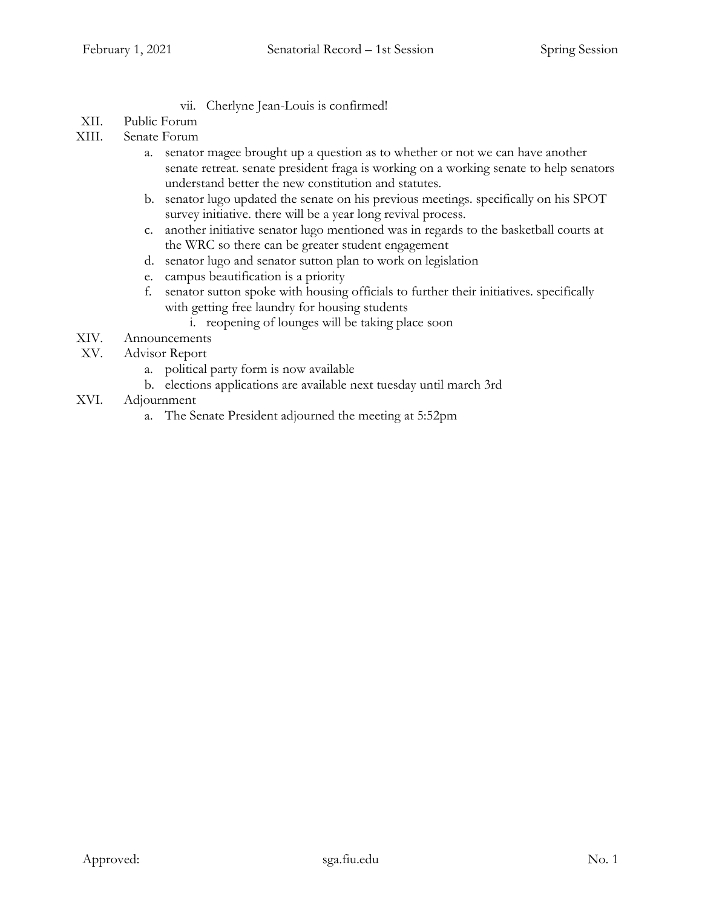vii. Cherlyne Jean-Louis is confirmed!

XII. Public Forum

XIII. Senate Forum

a. senator magee brought up a question as to whether or not we can have another senate retreat. senate president fraga is working on a working senate to help senators understand better the new constitution and statutes.

b. senator lugo updated the senate on his previous meetings. specifically on his SPOT survey initiative. there will be a year long revival process.

c. another initiative senator lugo mentioned was in regards to the basketball courts at the WRC so there can be greater student engagement

d. senator lugo and senator sutton plan to work on legislation

e. campus beautification is a priority

f. senator sutton spoke with housing officials to further their initiatives. specifically with getting free laundry for housing students

   i. reopening of lounges will be taking place soon

XIV. Announcements

XV. Advisor Report

a. political party form is now available

b. elections applications are available next tuesday until march 3rd

XVI. Adjournment

a. The Senate President adjourned the meeting at 5:52pm

Approved: